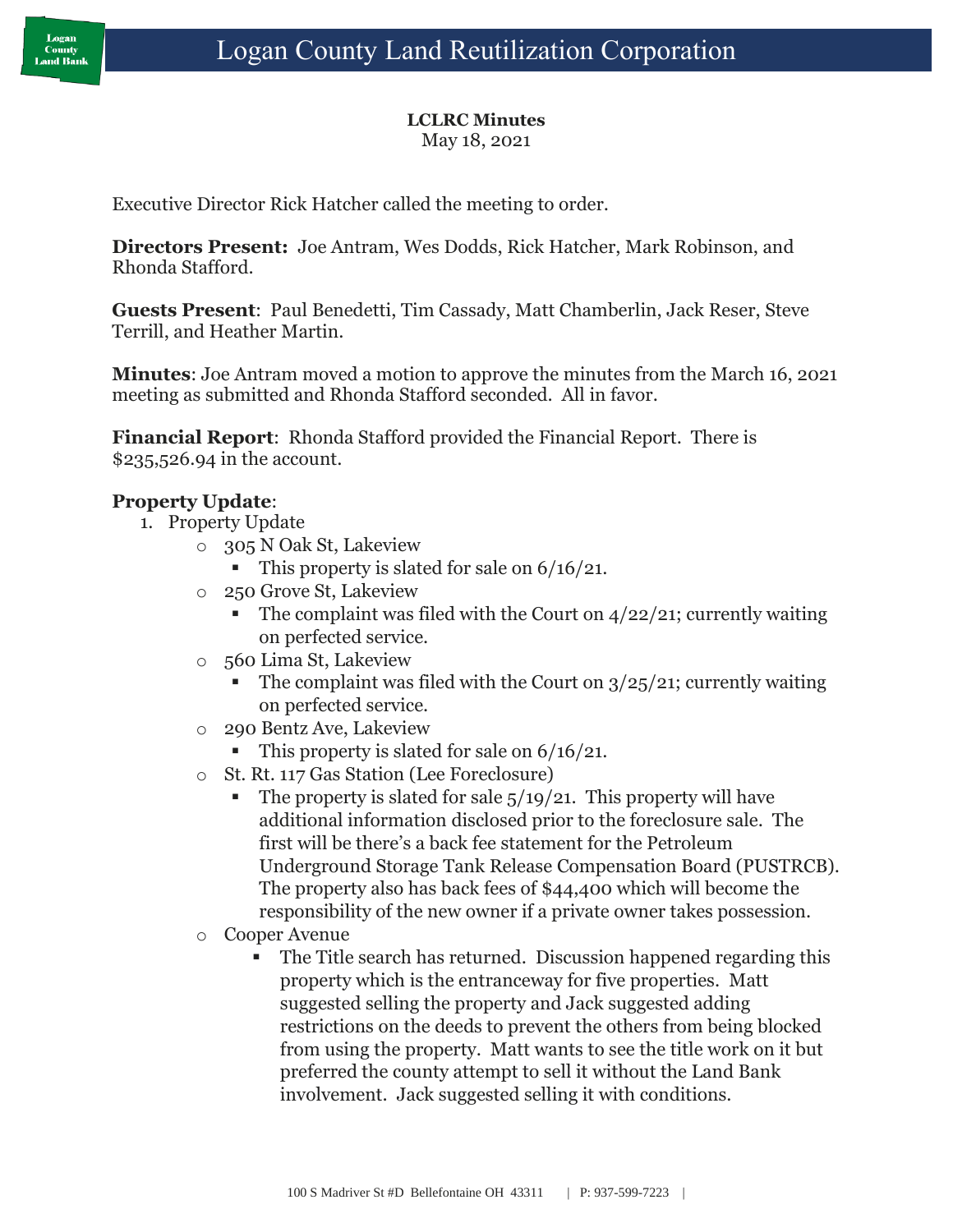# Logan County Land Reutilization Corporation

**LCLRC Minutes**
May 18, 2021

Executive Director Rick Hatcher called the meeting to order.

**Directors Present:** Joe Antram, Wes Dodds, Rick Hatcher, Mark Robinson, and Rhonda Stafford.

**Guests Present**: Paul Benedetti, Tim Cassady, Matt Chamberlin, Jack Reser, Steve Terrill, and Heather Martin.

**Minutes**: Joe Antram moved a motion to approve the minutes from the March 16, 2021 meeting as submitted and Rhonda Stafford seconded. All in favor.

**Financial Report**: Rhonda Stafford provided the Financial Report. There is $235,526.94 in the account.

**Property Update**:

1. Property Update
   - 305 N Oak St, Lakeview
     - This property is slated for sale on 6/16/21.
   - 250 Grove St, Lakeview
     - The complaint was filed with the Court on 4/22/21; currently waiting on perfected service.
   - 560 Lima St, Lakeview
     - The complaint was filed with the Court on 3/25/21; currently waiting on perfected service.
   - 290 Bentz Ave, Lakeview
     - This property is slated for sale on 6/16/21.
   - St. Rt. 117 Gas Station (Lee Foreclosure)
     - The property is slated for sale 5/19/21. This property will have additional information disclosed prior to the foreclosure sale. The first will be there's a back fee statement for the Petroleum Underground Storage Tank Release Compensation Board (PUSTRCB). The property also has back fees of $44,400 which will become the responsibility of the new owner if a private owner takes possession.
   - Cooper Avenue
     - The Title search has returned. Discussion happened regarding this property which is the entranceway for five properties. Matt suggested selling the property and Jack suggested adding restrictions on the deeds to prevent the others from being blocked from using the property. Matt wants to see the title work on it but preferred the county attempt to sell it without the Land Bank involvement. Jack suggested selling it with conditions.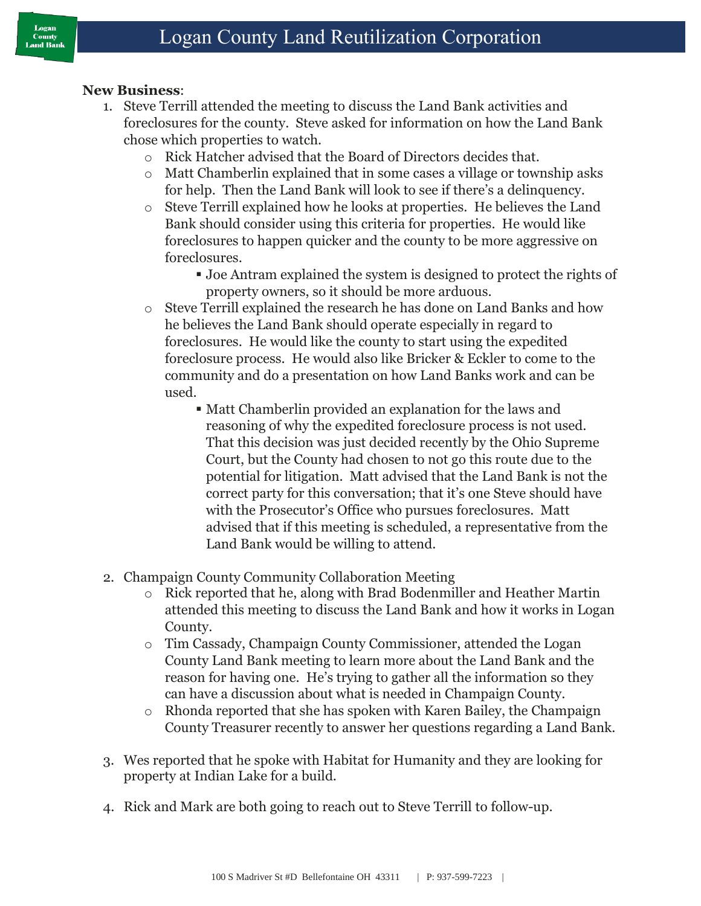**New Business**:

1. Steve Terrill attended the meeting to discuss the Land Bank activities and foreclosures for the county. Steve asked for information on how the Land Bank chose which properties to watch.
   - Rick Hatcher advised that the Board of Directors decides that.
   - Matt Chamberlin explained that in some cases a village or township asks for help. Then the Land Bank will look to see if there's a delinquency.
   - Steve Terrill explained how he looks at properties. He believes the Land Bank should consider using this criteria for properties. He would like foreclosures to happen quicker and the county to be more aggressive on foreclosures.
     - Joe Antram explained the system is designed to protect the rights of property owners, so it should be more arduous.
   - Steve Terrill explained the research he has done on Land Banks and how he believes the Land Bank should operate especially in regard to foreclosures. He would like the county to start using the expedited foreclosure process. He would also like Bricker & Eckler to come to the community and do a presentation on how Land Banks work and can be used.
     - Matt Chamberlin provided an explanation for the laws and reasoning of why the expedited foreclosure process is not used. That this decision was just decided recently by the Ohio Supreme Court, but the County had chosen to not go this route due to the potential for litigation. Matt advised that the Land Bank is not the correct party for this conversation; that it's one Steve should have with the Prosecutor's Office who pursues foreclosures. Matt advised that if this meeting is scheduled, a representative from the Land Bank would be willing to attend.

2. Champaign County Community Collaboration Meeting
   - Rick reported that he, along with Brad Bodenmiller and Heather Martin attended this meeting to discuss the Land Bank and how it works in Logan County.
   - Tim Cassady, Champaign County Commissioner, attended the Logan County Land Bank meeting to learn more about the Land Bank and the reason for having one. He's trying to gather all the information so they can have a discussion about what is needed in Champaign County.
   - Rhonda reported that she has spoken with Karen Bailey, the Champaign County Treasurer recently to answer her questions regarding a Land Bank.

3. Wes reported that he spoke with Habitat for Humanity and they are looking for property at Indian Lake for a build.

4. Rick and Mark are both going to reach out to Steve Terrill to follow-up.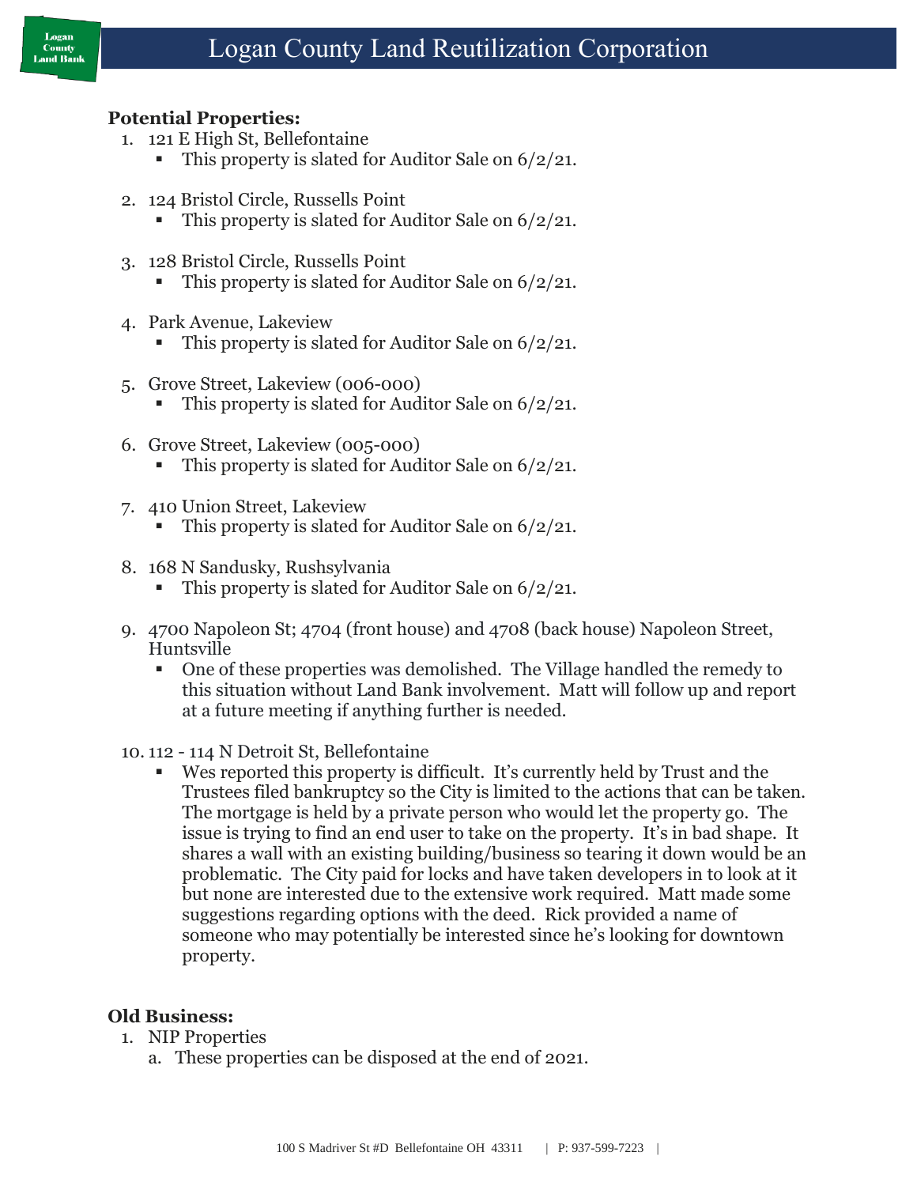**Potential Properties:**

1. 121 E High St, Bellefontaine
   - This property is slated for Auditor Sale on 6/2/21.

2. 124 Bristol Circle, Russells Point
   - This property is slated for Auditor Sale on 6/2/21.

3. 128 Bristol Circle, Russells Point
   - This property is slated for Auditor Sale on 6/2/21.

4. Park Avenue, Lakeview
   - This property is slated for Auditor Sale on 6/2/21.

5. Grove Street, Lakeview (006-000)
   - This property is slated for Auditor Sale on 6/2/21.

6. Grove Street, Lakeview (005-000)
   - This property is slated for Auditor Sale on 6/2/21.

7. 410 Union Street, Lakeview
   - This property is slated for Auditor Sale on 6/2/21.

8. 168 N Sandusky, Rushsylvania
   - This property is slated for Auditor Sale on 6/2/21.

9. 4700 Napoleon St; 4704 (front house) and 4708 (back house) Napoleon Street, Huntsville
   - One of these properties was demolished. The Village handled the remedy to this situation without Land Bank involvement. Matt will follow up and report at a future meeting if anything further is needed.

10. 112 - 114 N Detroit St, Bellefontaine
    - Wes reported this property is difficult. It's currently held by Trust and the Trustees filed bankruptcy so the City is limited to the actions that can be taken. The mortgage is held by a private person who would let the property go. The issue is trying to find an end user to take on the property. It's in bad shape. It shares a wall with an existing building/business so tearing it down would be an problematic. The City paid for locks and have taken developers in to look at it but none are interested due to the extensive work required. Matt made some suggestions regarding options with the deed. Rick provided a name of someone who may potentially be interested since he's looking for downtown property.

**Old Business:**

1. NIP Properties
   a. These properties can be disposed at the end of 2021.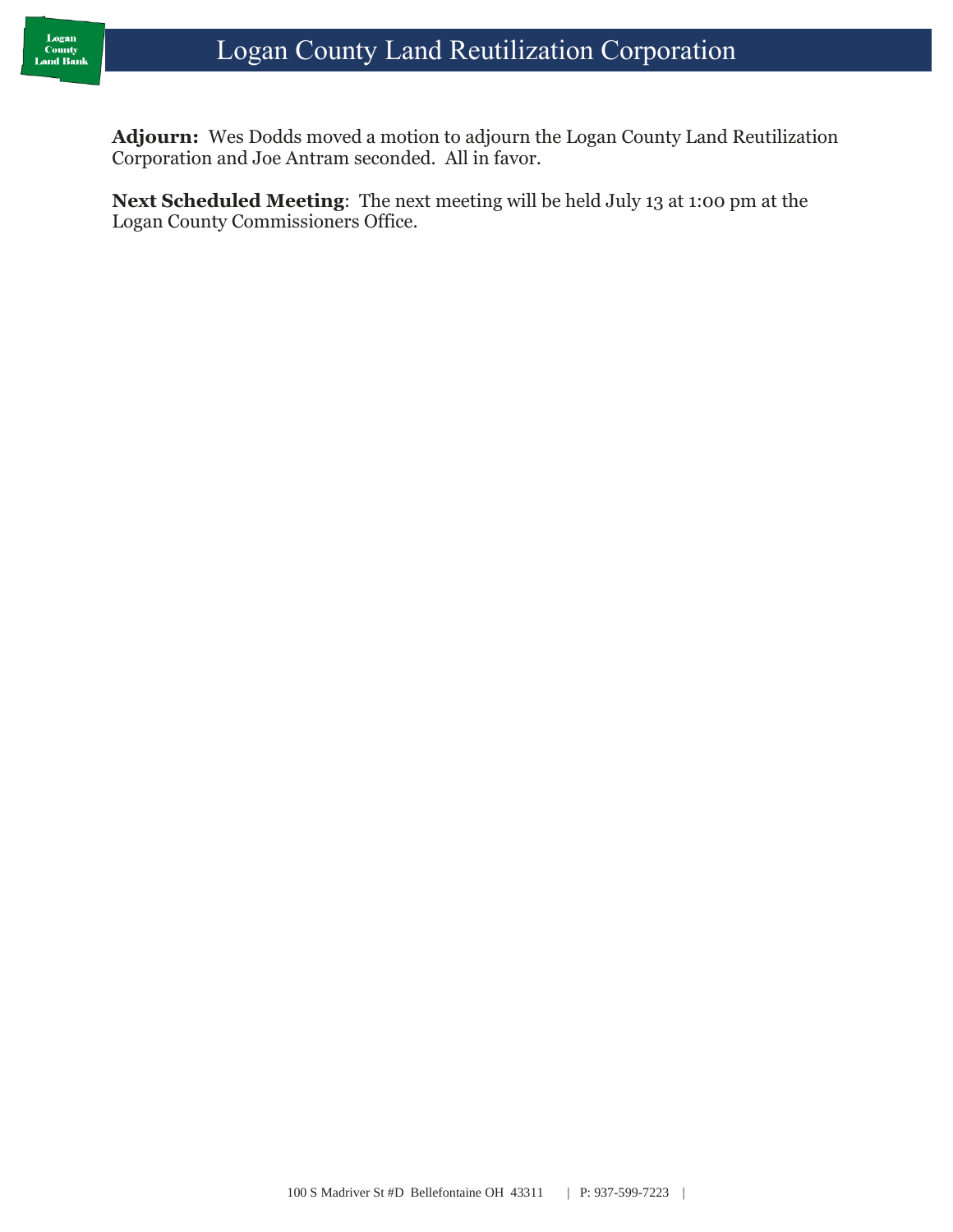**Adjourn:** Wes Dodds moved a motion to adjourn the Logan County Land Reutilization Corporation and Joe Antram seconded. All in favor.

**Next Scheduled Meeting**: The next meeting will be held July 13 at 1:00 pm at the Logan County Commissioners Office.